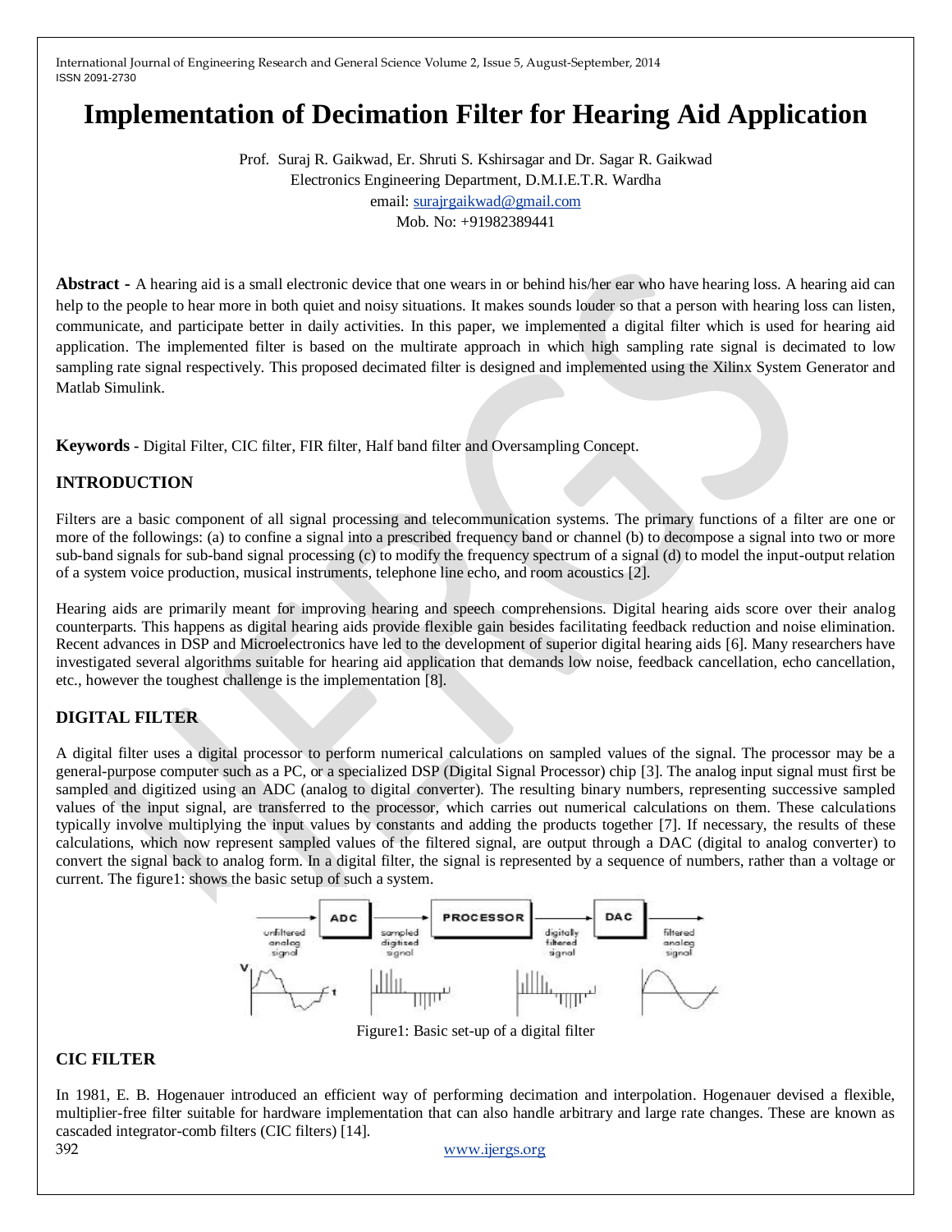# Implementation of Decimation Filter for Hearing Aid Application

Prof. Suraj R. Gaikwad, Er. Shruti S. Kshirsagar and Dr. Sagar R. Gaikwad
Electronics Engineering Department, D.M.I.E.T.R. Wardha
email: surajrgaikwad@gmail.com
Mob. No: +91982389441

**Abstract -** A hearing aid is a small electronic device that one wears in or behind his/her ear who have hearing loss. A hearing aid can help to the people to hear more in both quiet and noisy situations. It makes sounds louder so that a person with hearing loss can listen, communicate, and participate better in daily activities. In this paper, we implemented a digital filter which is used for hearing aid application. The implemented filter is based on the multirate approach in which high sampling rate signal is decimated to low sampling rate signal respectively. This proposed decimated filter is designed and implemented using the Xilinx System Generator and Matlab Simulink.

**Keywords -** Digital Filter, CIC filter, FIR filter, Half band filter and Oversampling Concept.

## INTRODUCTION

Filters are a basic component of all signal processing and telecommunication systems. The primary functions of a filter are one or more of the followings: (a) to confine a signal into a prescribed frequency band or channel (b) to decompose a signal into two or more sub-band signals for sub-band signal processing (c) to modify the frequency spectrum of a signal (d) to model the input-output relation of a system voice production, musical instruments, telephone line echo, and room acoustics [2].

Hearing aids are primarily meant for improving hearing and speech comprehensions. Digital hearing aids score over their analog counterparts. This happens as digital hearing aids provide flexible gain besides facilitating feedback reduction and noise elimination. Recent advances in DSP and Microelectronics have led to the development of superior digital hearing aids [6]. Many researchers have investigated several algorithms suitable for hearing aid application that demands low noise, feedback cancellation, echo cancellation, etc., however the toughest challenge is the implementation [8].

## DIGITAL FILTER

A digital filter uses a digital processor to perform numerical calculations on sampled values of the signal. The processor may be a general-purpose computer such as a PC, or a specialized DSP (Digital Signal Processor) chip [3]. The analog input signal must first be sampled and digitized using an ADC (analog to digital converter). The resulting binary numbers, representing successive sampled values of the input signal, are transferred to the processor, which carries out numerical calculations on them. These calculations typically involve multiplying the input values by constants and adding the products together [7]. If necessary, the results of these calculations, which now represent sampled values of the filtered signal, are output through a DAC (digital to analog converter) to convert the signal back to analog form. In a digital filter, the signal is represented by a sequence of numbers, rather than a voltage or current. The figure1: shows the basic setup of such a system.

Figure1: Basic set-up of a digital filter

## CIC FILTER

In 1981, E. B. Hogenauer introduced an efficient way of performing decimation and interpolation. Hogenauer devised a flexible, multiplier-free filter suitable for hardware implementation that can also handle arbitrary and large rate changes. These are known as cascaded integrator-comb filters (CIC filters) [14].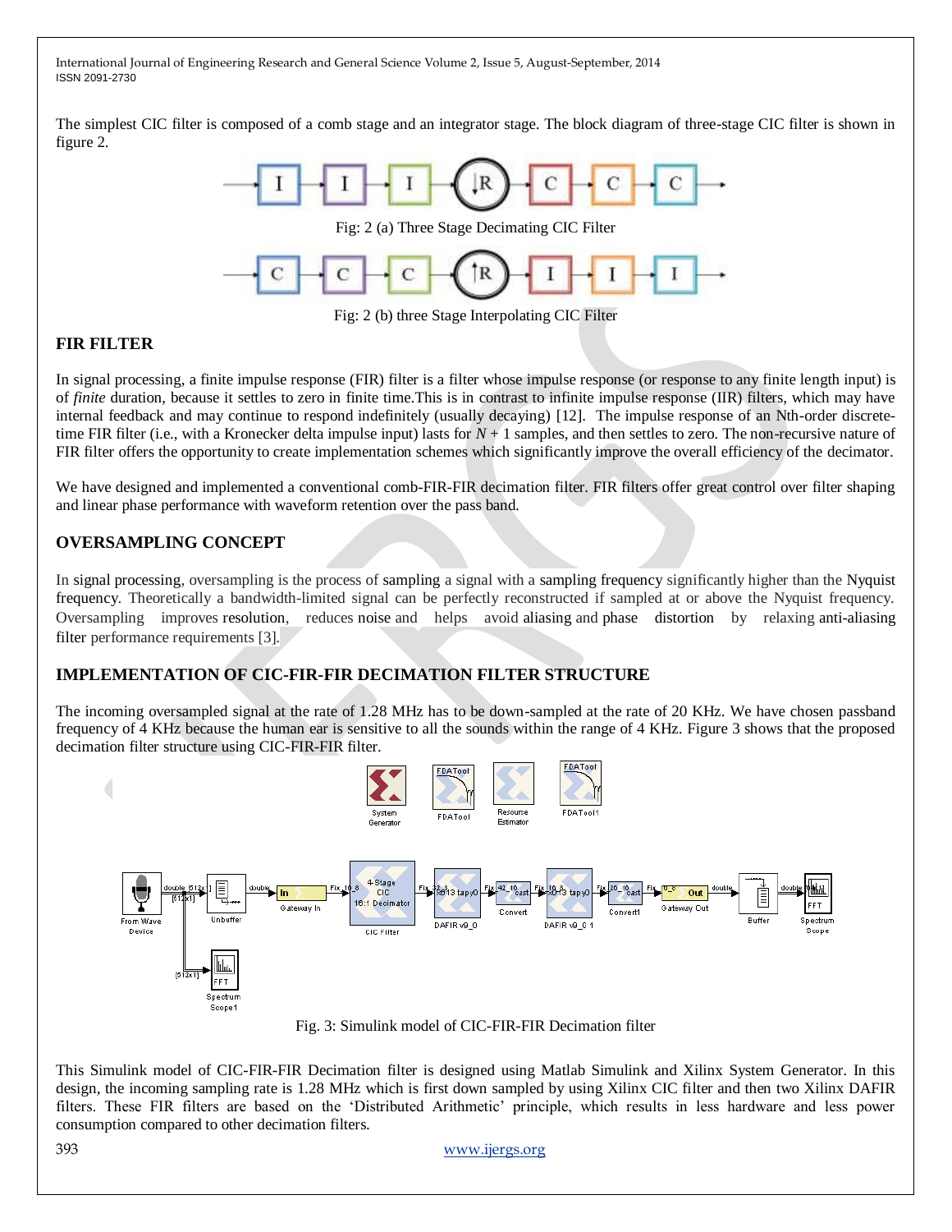The simplest CIC filter is composed of a comb stage and an integrator stage. The block diagram of three-stage CIC filter is shown in figure 2.

Fig: 2 (a) Three Stage Decimating CIC Filter

Fig: 2 (b) three Stage Interpolating CIC Filter

## FIR FILTER

In signal processing, a finite impulse response (FIR) filter is a filter whose impulse response (or response to any finite length input) is of *finite* duration, because it settles to zero in finite time.This is in contrast to infinite impulse response (IIR) filters, which may have internal feedback and may continue to respond indefinitely (usually decaying) [12]. The impulse response of an Nth-order discrete-time FIR filter (i.e., with a Kronecker delta impulse input) lasts for $N + 1$ samples, and then settles to zero. The non-recursive nature of FIR filter offers the opportunity to create implementation schemes which significantly improve the overall efficiency of the decimator.

We have designed and implemented a conventional comb-FIR-FIR decimation filter. FIR filters offer great control over filter shaping and linear phase performance with waveform retention over the pass band.

## OVERSAMPLING CONCEPT

In signal processing, oversampling is the process of sampling a signal with a sampling frequency significantly higher than the Nyquist frequency. Theoretically a bandwidth-limited signal can be perfectly reconstructed if sampled at or above the Nyquist frequency. Oversampling improves resolution, reduces noise and helps avoid aliasing and phase distortion by relaxing anti-aliasing filter performance requirements [3].

## IMPLEMENTATION OF CIC-FIR-FIR DECIMATION FILTER STRUCTURE

The incoming oversampled signal at the rate of 1.28 MHz has to be down-sampled at the rate of 20 KHz. We have chosen passband frequency of 4 KHz because the human ear is sensitive to all the sounds within the range of 4 KHz. Figure 3 shows that the proposed decimation filter structure using CIC-FIR-FIR filter.

Fig. 3: Simulink model of CIC-FIR-FIR Decimation filter

This Simulink model of CIC-FIR-FIR Decimation filter is designed using Matlab Simulink and Xilinx System Generator. In this design, the incoming sampling rate is 1.28 MHz which is first down sampled by using Xilinx CIC filter and then two Xilinx DAFIR filters. These FIR filters are based on the 'Distributed Arithmetic' principle, which results in less hardware and less power consumption compared to other decimation filters.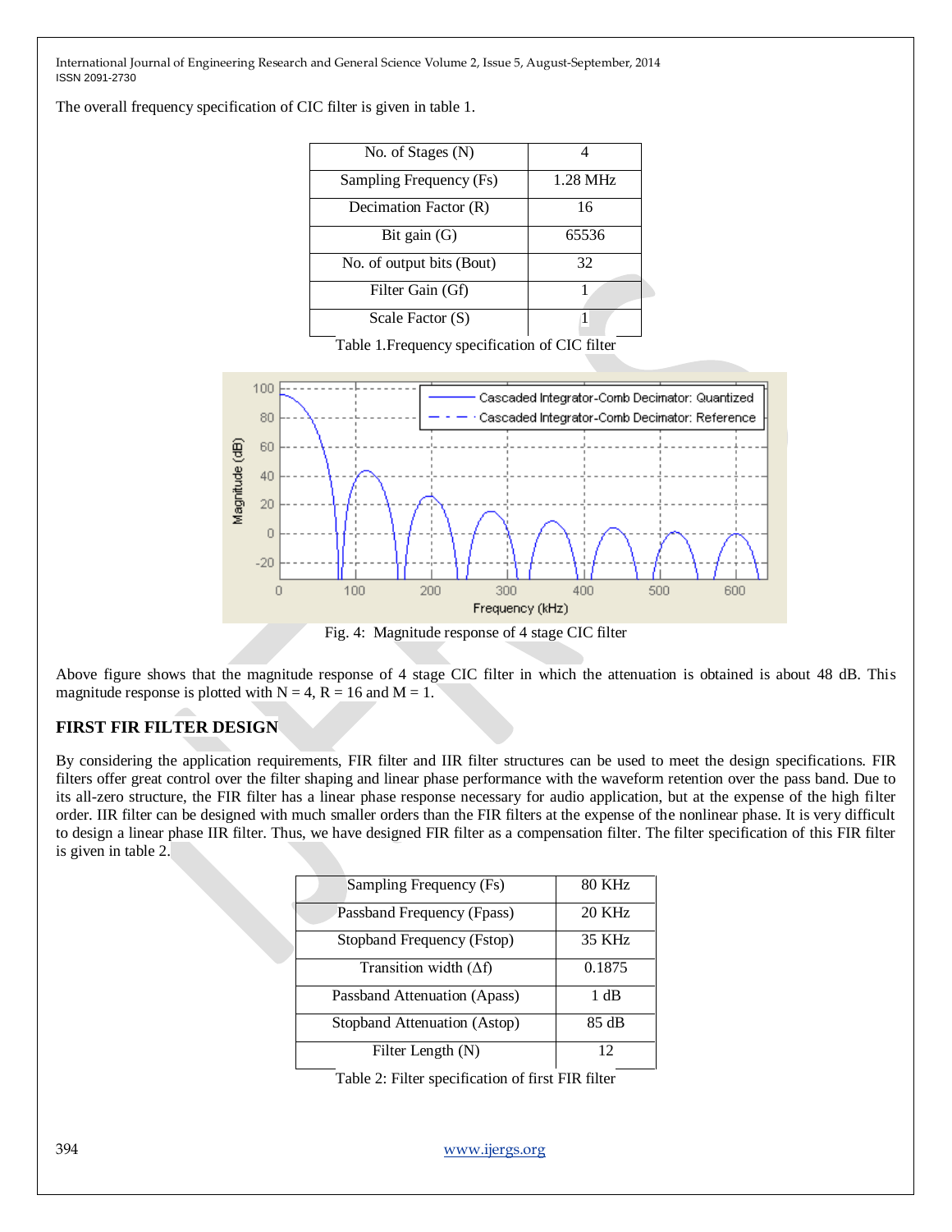The overall frequency specification of CIC filter is given in table 1.

| No. of Stages (N) | 4 |
|---|---|
| Sampling Frequency (Fs) | 1.28 MHz |
| Decimation Factor (R) | 16 |
| Bit gain (G) | 65536 |
| No. of output bits (Bout) | 32 |
| Filter Gain (Gf) | 1 |
| Scale Factor (S) | 1 |

Table 1.Frequency specification of CIC filter

Fig. 4: Magnitude response of 4 stage CIC filter

Above figure shows that the magnitude response of 4 stage CIC filter in which the attenuation is obtained is about 48 dB. This magnitude response is plotted with N = 4, R = 16 and M = 1.

## FIRST FIR FILTER DESIGN

By considering the application requirements, FIR filter and IIR filter structures can be used to meet the design specifications. FIR filters offer great control over the filter shaping and linear phase performance with the waveform retention over the pass band. Due to its all-zero structure, the FIR filter has a linear phase response necessary for audio application, but at the expense of the high filter order. IIR filter can be designed with much smaller orders than the FIR filters at the expense of the nonlinear phase. It is very difficult to design a linear phase IIR filter. Thus, we have designed FIR filter as a compensation filter. The filter specification of this FIR filter is given in table 2.

| Sampling Frequency (Fs) | 80 KHz |
|---|---|
| Passband Frequency (Fpass) | 20 KHz |
| Stopband Frequency (Fstop) | 35 KHz |
| Transition width (Δf) | 0.1875 |
| Passband Attenuation (Apass) | 1 dB |
| Stopband Attenuation (Astop) | 85 dB |
| Filter Length (N) | 12 |

Table 2: Filter specification of first FIR filter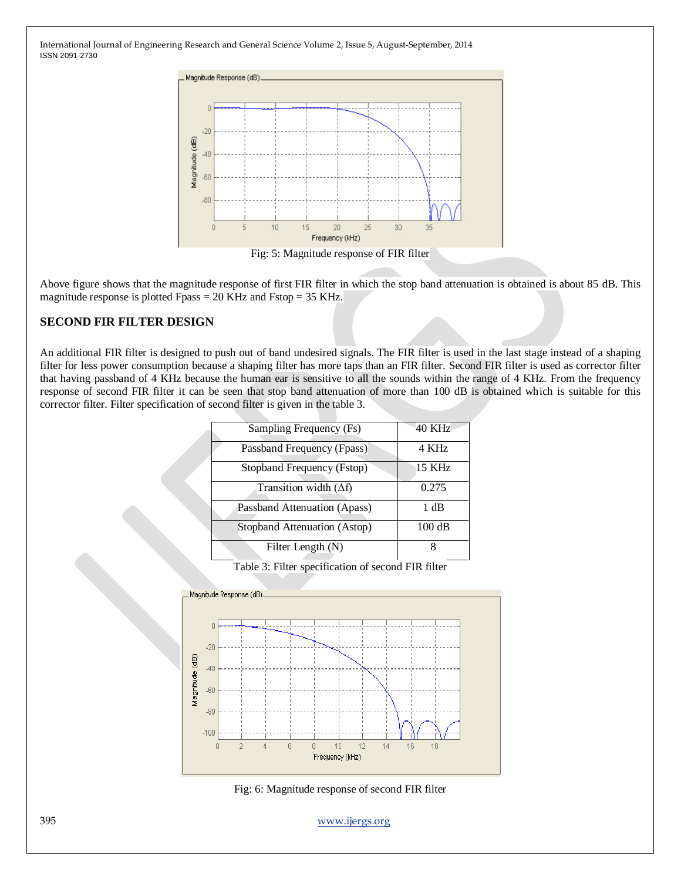Fig: 5: Magnitude response of FIR filter

Above figure shows that the magnitude response of first FIR filter in which the stop band attenuation is obtained is about 85 dB. This magnitude response is plotted Fpass = 20 KHz and Fstop = 35 KHz.

## SECOND FIR FILTER DESIGN

An additional FIR filter is designed to push out of band undesired signals. The FIR filter is used in the last stage instead of a shaping filter for less power consumption because a shaping filter has more taps than an FIR filter. Second FIR filter is used as corrector filter that having passband of 4 KHz because the human ear is sensitive to all the sounds within the range of 4 KHz. From the frequency response of second FIR filter it can be seen that stop band attenuation of more than 100 dB is obtained which is suitable for this corrector filter. Filter specification of second filter is given in the table 3.

| Sampling Frequency (Fs) | 40 KHz |
|---|---|
| Passband Frequency (Fpass) | 4 KHz |
| Stopband Frequency (Fstop) | 15 KHz |
| Transition width (Δf) | 0.275 |
| Passband Attenuation (Apass) | 1 dB |
| Stopband Attenuation (Astop) | 100 dB |
| Filter Length (N) | 8 |

Table 3: Filter specification of second FIR filter

Fig: 6: Magnitude response of second FIR filter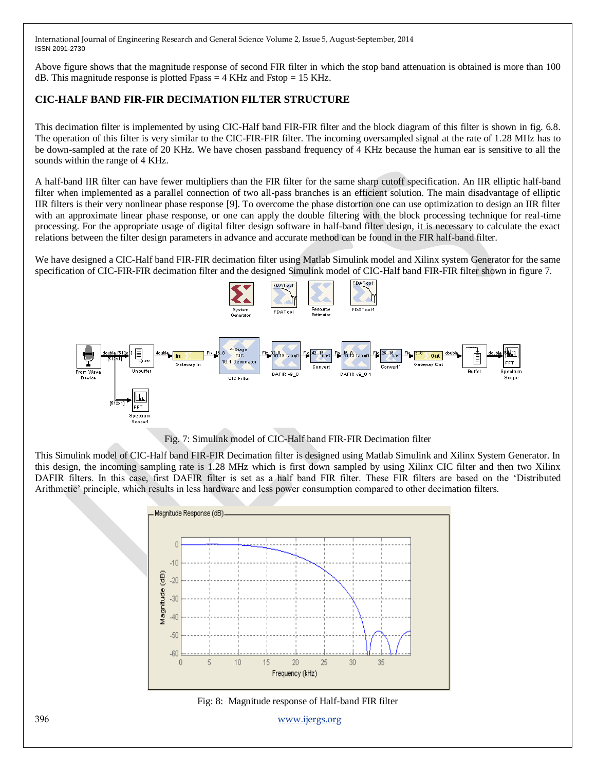Above figure shows that the magnitude response of second FIR filter in which the stop band attenuation is obtained is more than 100 dB. This magnitude response is plotted Fpass = 4 KHz and Fstop = 15 KHz.

## CIC-HALF BAND FIR-FIR DECIMATION FILTER STRUCTURE

This decimation filter is implemented by using CIC-Half band FIR-FIR filter and the block diagram of this filter is shown in fig. 6.8. The operation of this filter is very similar to the CIC-FIR-FIR filter. The incoming oversampled signal at the rate of 1.28 MHz has to be down-sampled at the rate of 20 KHz. We have chosen passband frequency of 4 KHz because the human ear is sensitive to all the sounds within the range of 4 KHz.

A half-band IIR filter can have fewer multipliers than the FIR filter for the same sharp cutoff specification. An IIR elliptic half-band filter when implemented as a parallel connection of two all-pass branches is an efficient solution. The main disadvantage of elliptic IIR filters is their very nonlinear phase response [9]. To overcome the phase distortion one can use optimization to design an IIR filter with an approximate linear phase response, or one can apply the double filtering with the block processing technique for real-time processing. For the appropriate usage of digital filter design software in half-band filter design, it is necessary to calculate the exact relations between the filter design parameters in advance and accurate method can be found in the FIR half-band filter.

We have designed a CIC-Half band FIR-FIR decimation filter using Matlab Simulink model and Xilinx system Generator for the same specification of CIC-FIR-FIR decimation filter and the designed Simulink model of CIC-Half band FIR-FIR filter shown in figure 7.

Fig. 7: Simulink model of CIC-Half band FIR-FIR Decimation filter

This Simulink model of CIC-Half band FIR-FIR Decimation filter is designed using Matlab Simulink and Xilinx System Generator. In this design, the incoming sampling rate is 1.28 MHz which is first down sampled by using Xilinx CIC filter and then two Xilinx DAFIR filters. In this case, first DAFIR filter is set as a half band FIR filter. These FIR filters are based on the 'Distributed Arithmetic' principle, which results in less hardware and less power consumption compared to other decimation filters.

Fig: 8: Magnitude response of Half-band FIR filter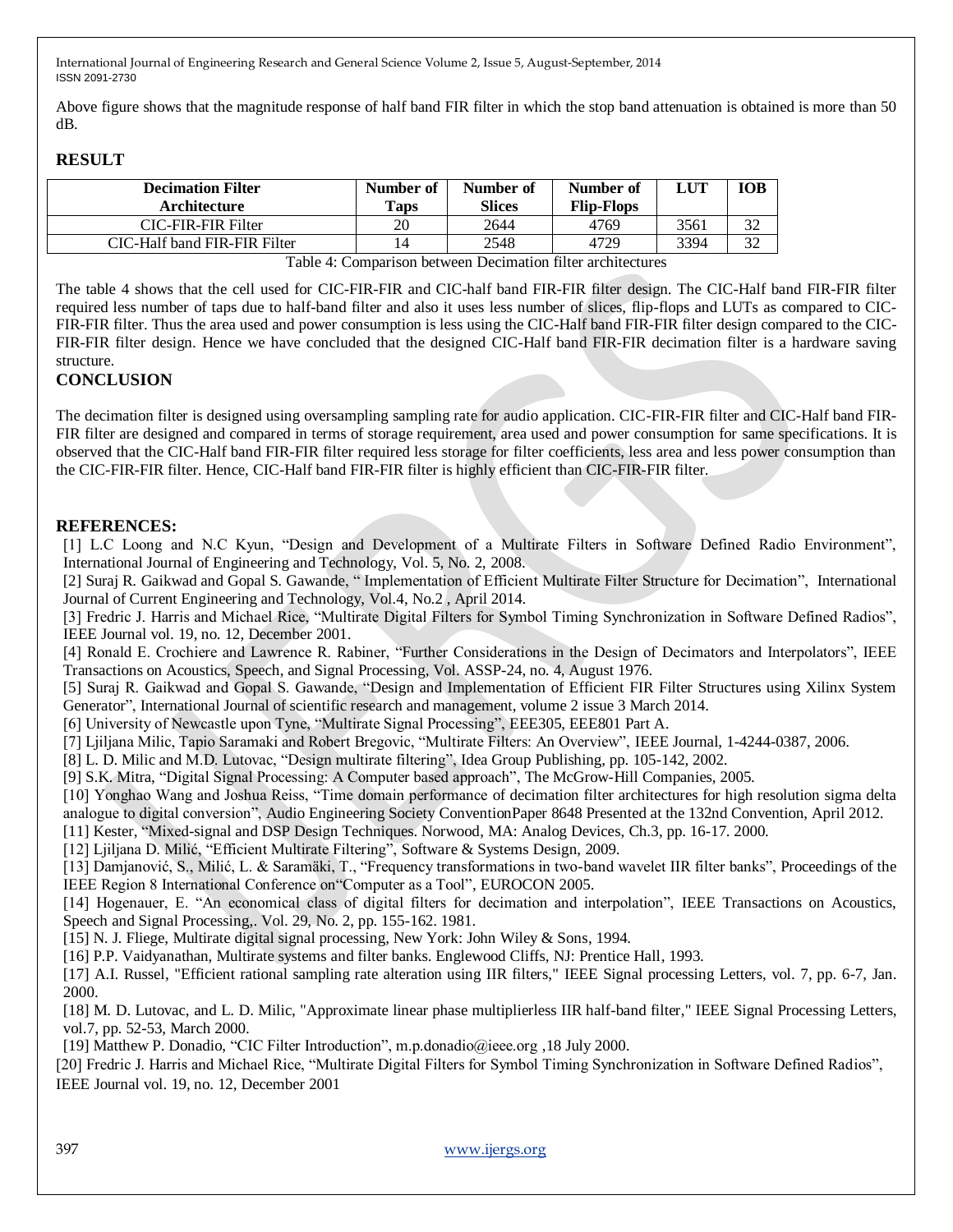Above figure shows that the magnitude response of half band FIR filter in which the stop band attenuation is obtained is more than 50 dB.

## RESULT

| Decimation Filter Architecture | Number of Taps | Number of Slices | Number of Flip-Flops | LUT | IOB |
|---|---|---|---|---|---|
| CIC-FIR-FIR Filter | 20 | 2644 | 4769 | 3561 | 32 |
| CIC-Half band FIR-FIR Filter | 14 | 2548 | 4729 | 3394 | 32 |

Table 4: Comparison between Decimation filter architectures

The table 4 shows that the cell used for CIC-FIR-FIR and CIC-half band FIR-FIR filter design. The CIC-Half band FIR-FIR filter required less number of taps due to half-band filter and also it uses less number of slices, flip-flops and LUTs as compared to CIC-FIR-FIR filter. Thus the area used and power consumption is less using the CIC-Half band FIR-FIR filter design compared to the CIC-FIR-FIR filter design. Hence we have concluded that the designed CIC-Half band FIR-FIR decimation filter is a hardware saving structure.

## CONCLUSION

The decimation filter is designed using oversampling sampling rate for audio application. CIC-FIR-FIR filter and CIC-Half band FIR-FIR filter are designed and compared in terms of storage requirement, area used and power consumption for same specifications. It is observed that the CIC-Half band FIR-FIR filter required less storage for filter coefficients, less area and less power consumption than the CIC-FIR-FIR filter. Hence, CIC-Half band FIR-FIR filter is highly efficient than CIC-FIR-FIR filter.

## REFERENCES:

[1] L.C Loong and N.C Kyun, "Design and Development of a Multirate Filters in Software Defined Radio Environment", International Journal of Engineering and Technology, Vol. 5, No. 2, 2008.

[2] Suraj R. Gaikwad and Gopal S. Gawande, " Implementation of Efficient Multirate Filter Structure for Decimation", International Journal of Current Engineering and Technology, Vol.4, No.2 , April 2014.

[3] Fredric J. Harris and Michael Rice, "Multirate Digital Filters for Symbol Timing Synchronization in Software Defined Radios", IEEE Journal vol. 19, no. 12, December 2001.

[4] Ronald E. Crochiere and Lawrence R. Rabiner, "Further Considerations in the Design of Decimators and Interpolators", IEEE Transactions on Acoustics, Speech, and Signal Processing, Vol. ASSP-24, no. 4, August 1976.

[5] Suraj R. Gaikwad and Gopal S. Gawande, "Design and Implementation of Efficient FIR Filter Structures using Xilinx System Generator", International Journal of scientific research and management, volume 2 issue 3 March 2014.

[6] University of Newcastle upon Tyne, "Multirate Signal Processing", EEE305, EEE801 Part A.

[7] Ljiljana Milic, Tapio Saramaki and Robert Bregovic, "Multirate Filters: An Overview", IEEE Journal, 1-4244-0387, 2006.

[8] L. D. Milic and M.D. Lutovac, "Design multirate filtering", Idea Group Publishing, pp. 105-142, 2002.

[9] S.K. Mitra, "Digital Signal Processing: A Computer based approach", The McGrow-Hill Companies, 2005.

[10] Yonghao Wang and Joshua Reiss, "Time domain performance of decimation filter architectures for high resolution sigma delta analogue to digital conversion", Audio Engineering Society ConventionPaper 8648 Presented at the 132nd Convention, April 2012.

[11] Kester, "Mixed-signal and DSP Design Techniques. Norwood, MA: Analog Devices, Ch.3, pp. 16-17. 2000.

[12] Ljiljana D. Milić, "Efficient Multirate Filtering", Software & Systems Design, 2009.

[13] Damjanović, S., Milić, L. & Saramäki, T., "Frequency transformations in two-band wavelet IIR filter banks", Proceedings of the IEEE Region 8 International Conference on"Computer as a Tool", EUROCON 2005.

[14] Hogenauer, E. "An economical class of digital filters for decimation and interpolation", IEEE Transactions on Acoustics, Speech and Signal Processing,. Vol. 29, No. 2, pp. 155-162. 1981.

[15] N. J. Fliege, Multirate digital signal processing, New York: John Wiley & Sons, 1994.

[16] P.P. Vaidyanathan, Multirate systems and filter banks. Englewood Cliffs, NJ: Prentice Hall, 1993.

[17] A.I. Russel, "Efficient rational sampling rate alteration using IIR filters," IEEE Signal processing Letters, vol. 7, pp. 6-7, Jan. 2000.

[18] M. D. Lutovac, and L. D. Milic, "Approximate linear phase multiplierless IIR half-band filter," IEEE Signal Processing Letters, vol.7, pp. 52-53, March 2000.

[19] Matthew P. Donadio, "CIC Filter Introduction", m.p.donadio@ieee.org ,18 July 2000.

[20] Fredric J. Harris and Michael Rice, "Multirate Digital Filters for Symbol Timing Synchronization in Software Defined Radios", IEEE Journal vol. 19, no. 12, December 2001